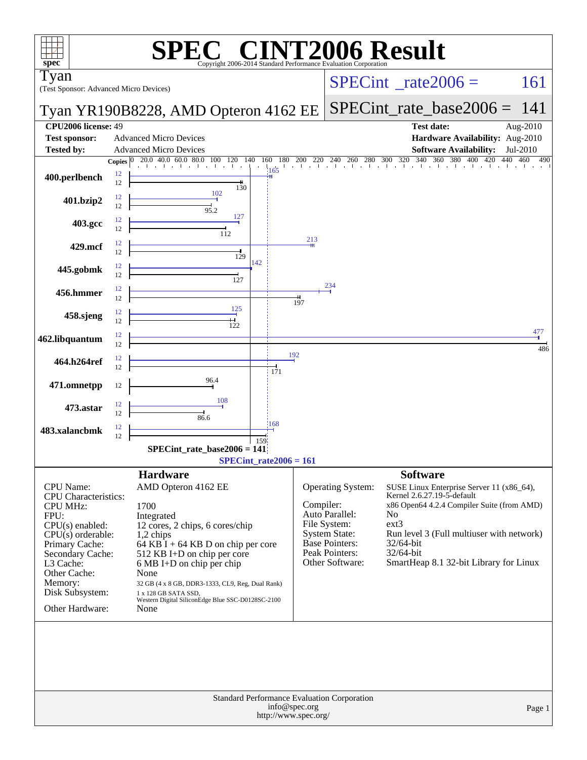# SPEC® CINT2006 Result

Copyright 2006-2014 Standard Performance Evaluation Corporation

**Tyan**
(Test Sponsor: Advanced Micro Devices)

**Tyan YR190B8228, AMD Opteron 4162 EE**

SPECint_rate2006 = 161

SPECint_rate_base2006 = 141

| | | | |
|---|---|---|---|
| **CPU2006 license:** | 49 | **Test date:** | Aug-2010 |
| **Test sponsor:** | Advanced Micro Devices | **Hardware Availability:** | Aug-2010 |
| **Tested by:** | Advanced Micro Devices | **Software Availability:** | Jul-2010 |

| Benchmark | Copies (peak) | Copies (base) | Peak | Base |
|---|---|---|---|---|
| 400.perlbench | 12 | 12 | 165 | 130 |
| 401.bzip2 | 12 | 12 | 102 | 95.2 |
| 403.gcc | 12 | 12 | 127 | 112 |
| 429.mcf | 12 | 12 | 213 | 129 |
| 445.gobmk | 12 | 12 | 142 | 127 |
| 456.hmmer | 12 | 12 | 234 | 197 |
| 458.sjeng | 12 | 12 | 125 | 122 |
| 462.libquantum | 12 | 12 | 477 | 486 |
| 464.h264ref | 12 | 12 | 192 | 171 |
| 471.omnetpp | | 12 | | 96.4 |
| 473.astar | 12 | 12 | 108 | 86.6 |
| 483.xalancbmk | 12 | 12 | 168 | 159 |

SPECint_rate_base2006 = 141

SPECint_rate2006 = 161

## Hardware

| | |
|---|---|
| CPU Name: | AMD Opteron 4162 EE |
| CPU Characteristics: | |
| CPU MHz: | 1700 |
| FPU: | Integrated |
| CPU(s) enabled: | 12 cores, 2 chips, 6 cores/chip |
| CPU(s) orderable: | 1,2 chips |
| Primary Cache: | 64 KB I + 64 KB D on chip per core |
| Secondary Cache: | 512 KB I+D on chip per core |
| L3 Cache: | 6 MB I+D on chip per chip |
| Other Cache: | None |
| Memory: | 32 GB (4 x 8 GB, DDR3-1333, CL9, Reg, Dual Rank) |
| Disk Subsystem: | 1 x 128 GB SATA SSD, Western Digital SiliconEdge Blue SSC-D0128SC-2100 |
| Other Hardware: | None |

## Software

| | |
|---|---|
| Operating System: | SUSE Linux Enterprise Server 11 (x86_64), Kernel 2.6.27.19-5-default |
| Compiler: | x86 Open64 4.2.4 Compiler Suite (from AMD) |
| Auto Parallel: | No |
| File System: | ext3 |
| System State: | Run level 3 (Full multiuser with network) |
| Base Pointers: | 32/64-bit |
| Peak Pointers: | 32/64-bit |
| Other Software: | SmartHeap 8.1 32-bit Library for Linux |

Standard Performance Evaluation Corporation
info@spec.org
http://www.spec.org/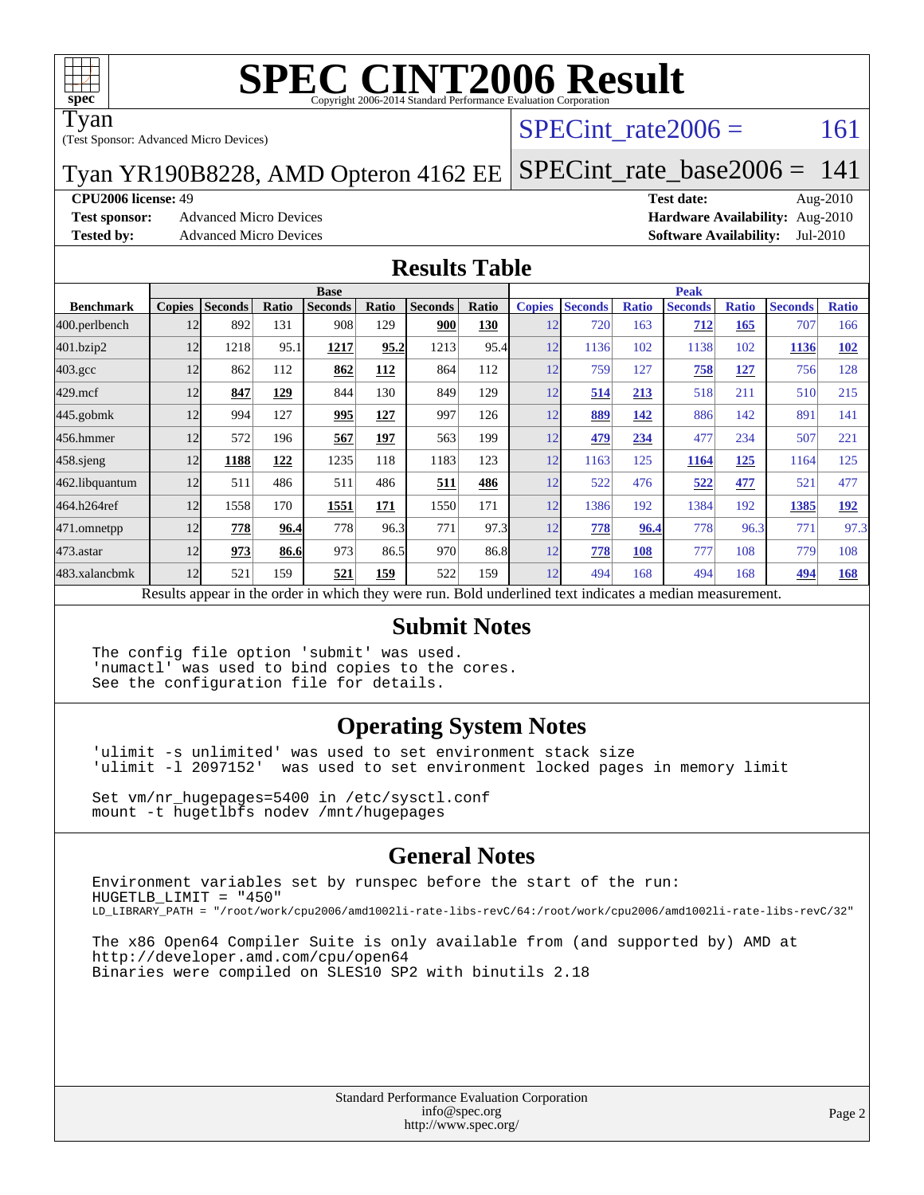# SPEC CINT2006 Result

Copyright 2006-2014 Standard Performance Evaluation Corporation

**Tyan**
(Test Sponsor: Advanced Micro Devices)

**Tyan YR190B8228, AMD Opteron 4162 EE**

SPECint_rate2006 = 161

SPECint_rate_base2006 = 141

**CPU2006 license:** 49
**Test sponsor:** Advanced Micro Devices
**Tested by:** Advanced Micro Devices

**Test date:** Aug-2010
**Hardware Availability:** Aug-2010
**Software Availability:** Jul-2010

## Results Table

| Benchmark | Base | | | | | | | Peak | | | | | | |
|---|---|---|---|---|---|---|---|---|---|---|---|---|---|---|
| | Copies | Seconds | Ratio | Seconds | Ratio | Seconds | Ratio | Copies | Seconds | Ratio | Seconds | Ratio | Seconds | Ratio |
| 400.perlbench | 12 | 892 | 131 | 908 | 129 | **900** | **130** | 12 | 720 | 163 | **712** | **165** | 707 | 166 |
| 401.bzip2 | 12 | 1218 | 95.1 | **1217** | **95.2** | 1213 | 95.4 | 12 | 1136 | 102 | 1138 | 102 | **1136** | **102** |
| 403.gcc | 12 | 862 | 112 | **862** | **112** | 864 | 112 | 12 | 759 | 127 | **758** | **127** | 756 | 128 |
| 429.mcf | 12 | **847** | **129** | 844 | 130 | 849 | 129 | 12 | **514** | **213** | 518 | 211 | 510 | 215 |
| 445.gobmk | 12 | 994 | 127 | **995** | **127** | 997 | 126 | 12 | **889** | **142** | 886 | 142 | 891 | 141 |
| 456.hmmer | 12 | 572 | 196 | **567** | **197** | 563 | 199 | 12 | **479** | **234** | 477 | 234 | 507 | 221 |
| 458.sjeng | 12 | **1188** | **122** | 1235 | 118 | 1183 | 123 | 12 | 1163 | 125 | **1164** | **125** | 1164 | 125 |
| 462.libquantum | 12 | 511 | 486 | 511 | 486 | **511** | **486** | 12 | 522 | 476 | **522** | **477** | 521 | 477 |
| 464.h264ref | 12 | 1558 | 170 | **1551** | **171** | 1550 | 171 | 12 | 1386 | 192 | 1384 | 192 | **1385** | **192** |
| 471.omnetpp | 12 | **778** | **96.4** | 778 | 96.3 | 771 | 97.3 | 12 | **778** | **96.4** | 778 | 96.3 | 771 | 97.3 |
| 473.astar | 12 | **973** | **86.6** | 973 | 86.5 | 970 | 86.8 | 12 | **778** | **108** | 777 | 108 | 779 | 108 |
| 483.xalancbmk | 12 | 521 | 159 | **521** | **159** | 522 | 159 | 12 | 494 | 168 | 494 | 168 | **494** | **168** |

Results appear in the order in which they were run. Bold underlined text indicates a median measurement.

## Submit Notes

```
The config file option 'submit' was used.
'numactl' was used to bind copies to the cores.
See the configuration file for details.
```

## Operating System Notes

```
'ulimit -s unlimited' was used to set environment stack size
'ulimit -l 2097152'  was used to set environment locked pages in memory limit

Set vm/nr_hugepages=5400 in /etc/sysctl.conf
mount -t hugetlbfs nodev /mnt/hugepages
```

## General Notes

```
Environment variables set by runspec before the start of the run:
HUGETLB_LIMIT = "450"
LD_LIBRARY_PATH = "/root/work/cpu2006/amd1002li-rate-libs-revC/64:/root/work/cpu2006/amd1002li-rate-libs-revC/32"

The x86 Open64 Compiler Suite is only available from (and supported by) AMD at
http://developer.amd.com/cpu/open64
Binaries were compiled on SLES10 SP2 with binutils 2.18
```

Standard Performance Evaluation Corporation
info@spec.org
http://www.spec.org/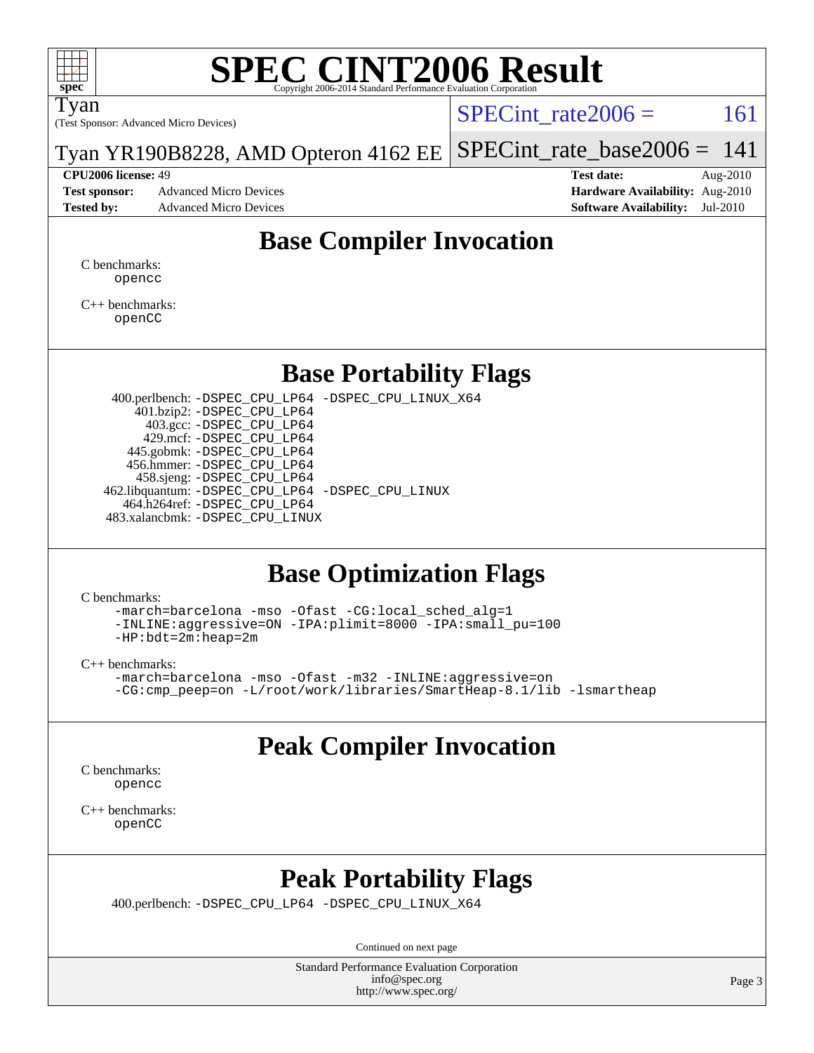# SPEC CINT2006 Result

Copyright 2006-2014 Standard Performance Evaluation Corporation

Tyan
(Test Sponsor: Advanced Micro Devices)

Tyan YR190B8228, AMD Opteron 4162 EE

SPECint_rate2006 = 161

SPECint_rate_base2006 = 141

**CPU2006 license:** 49
**Test sponsor:** Advanced Micro Devices
**Tested by:** Advanced Micro Devices

**Test date:** Aug-2010
**Hardware Availability:** Aug-2010
**Software Availability:** Jul-2010

## Base Compiler Invocation

C benchmarks:
`opencc`

C++ benchmarks:
`openCC`

## Base Portability Flags

400.perlbench: `-DSPEC_CPU_LP64 -DSPEC_CPU_LINUX_X64`
401.bzip2: `-DSPEC_CPU_LP64`
403.gcc: `-DSPEC_CPU_LP64`
429.mcf: `-DSPEC_CPU_LP64`
445.gobmk: `-DSPEC_CPU_LP64`
456.hmmer: `-DSPEC_CPU_LP64`
458.sjeng: `-DSPEC_CPU_LP64`
462.libquantum: `-DSPEC_CPU_LP64 -DSPEC_CPU_LINUX`
464.h264ref: `-DSPEC_CPU_LP64`
483.xalancbmk: `-DSPEC_CPU_LINUX`

## Base Optimization Flags

C benchmarks:
```
-march=barcelona -mso -Ofast -CG:local_sched_alg=1
-INLINE:aggressive=ON -IPA:plimit=8000 -IPA:small_pu=100
-HP:bdt=2m:heap=2m
```

C++ benchmarks:
```
-march=barcelona -mso -Ofast -m32 -INLINE:aggressive=on
-CG:cmp_peep=on -L/root/work/libraries/SmartHeap-8.1/lib -lsmartheap
```

## Peak Compiler Invocation

C benchmarks:
`opencc`

C++ benchmarks:
`openCC`

## Peak Portability Flags

400.perlbench: `-DSPEC_CPU_LP64 -DSPEC_CPU_LINUX_X64`

Continued on next page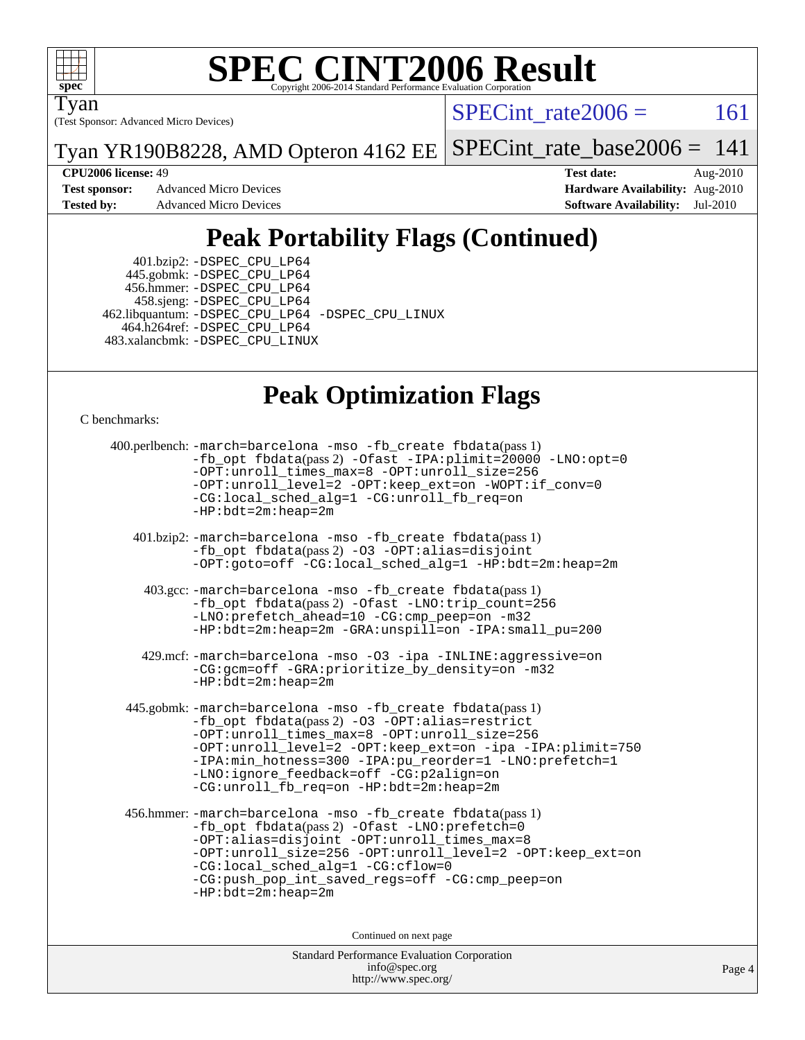# SPEC CINT2006 Result

Copyright 2006-2014 Standard Performance Evaluation Corporation

Tyan
(Test Sponsor: Advanced Micro Devices)

Tyan YR190B8228, AMD Opteron 4162 EE

SPECint_rate2006 = 161

SPECint_rate_base2006 = 141

**CPU2006 license:** 49
**Test sponsor:** Advanced Micro Devices
**Tested by:** Advanced Micro Devices

**Test date:** Aug-2010
**Hardware Availability:** Aug-2010
**Software Availability:** Jul-2010

## Peak Portability Flags (Continued)

401.bzip2: -DSPEC_CPU_LP64
445.gobmk: -DSPEC_CPU_LP64
456.hmmer: -DSPEC_CPU_LP64
458.sjeng: -DSPEC_CPU_LP64
462.libquantum: -DSPEC_CPU_LP64 -DSPEC_CPU_LINUX
464.h264ref: -DSPEC_CPU_LP64
483.xalancbmk: -DSPEC_CPU_LINUX

## Peak Optimization Flags

C benchmarks:

400.perlbench: -march=barcelona -mso -fb_create fbdata(pass 1) -fb_opt fbdata(pass 2) -Ofast -IPA:plimit=20000 -LNO:opt=0 -OPT:unroll_times_max=8 -OPT:unroll_size=256 -OPT:unroll_level=2 -OPT:keep_ext=on -WOPT:if_conv=0 -CG:local_sched_alg=1 -CG:unroll_fb_req=on -HP:bdt=2m:heap=2m

401.bzip2: -march=barcelona -mso -fb_create fbdata(pass 1) -fb_opt fbdata(pass 2) -O3 -OPT:alias=disjoint -OPT:goto=off -CG:local_sched_alg=1 -HP:bdt=2m:heap=2m

403.gcc: -march=barcelona -mso -fb_create fbdata(pass 1) -fb_opt fbdata(pass 2) -Ofast -LNO:trip_count=256 -LNO:prefetch_ahead=10 -CG:cmp_peep=on -m32 -HP:bdt=2m:heap=2m -GRA:unspill=on -IPA:small_pu=200

429.mcf: -march=barcelona -mso -O3 -ipa -INLINE:aggressive=on -CG:gcm=off -GRA:prioritize_by_density=on -m32 -HP:bdt=2m:heap=2m

445.gobmk: -march=barcelona -mso -fb_create fbdata(pass 1) -fb_opt fbdata(pass 2) -O3 -OPT:alias=restrict -OPT:unroll_times_max=8 -OPT:unroll_size=256 -OPT:unroll_level=2 -OPT:keep_ext=on -ipa -IPA:plimit=750 -IPA:min_hotness=300 -IPA:pu_reorder=1 -LNO:prefetch=1 -LNO:ignore_feedback=off -CG:p2align=on -CG:unroll_fb_req=on -HP:bdt=2m:heap=2m

456.hmmer: -march=barcelona -mso -fb_create fbdata(pass 1) -fb_opt fbdata(pass 2) -Ofast -LNO:prefetch=0 -OPT:alias=disjoint -OPT:unroll_times_max=8 -OPT:unroll_size=256 -OPT:unroll_level=2 -OPT:keep_ext=on -CG:local_sched_alg=1 -CG:cflow=0 -CG:push_pop_int_saved_regs=off -CG:cmp_peep=on -HP:bdt=2m:heap=2m

Continued on next page

Standard Performance Evaluation Corporation
info@spec.org
http://www.spec.org/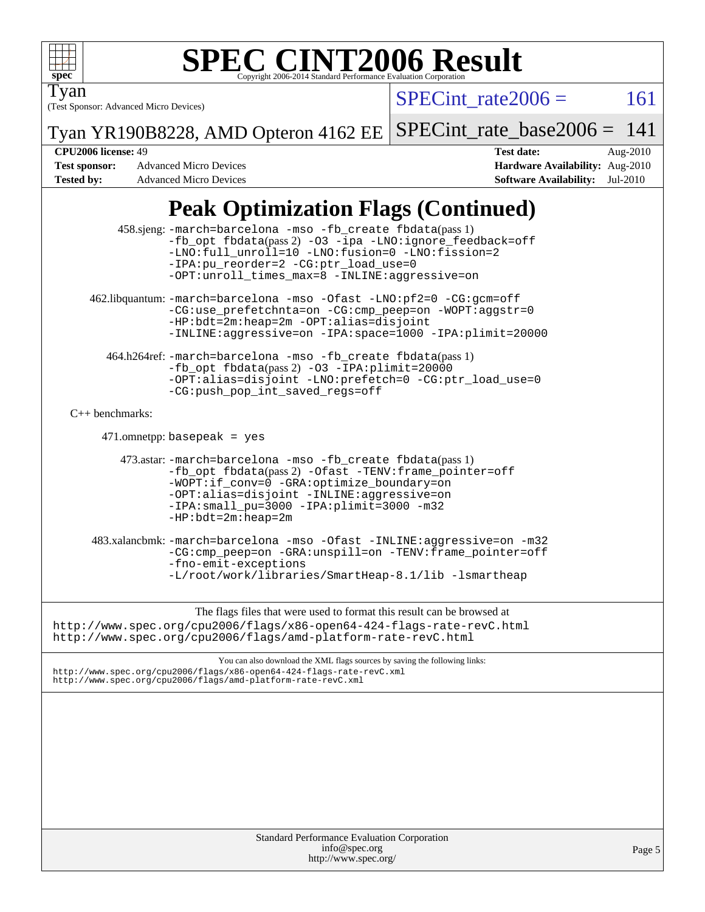# SPEC CINT2006 Result

Copyright 2006-2014 Standard Performance Evaluation Corporation

Tyan
(Test Sponsor: Advanced Micro Devices)

Tyan YR190B8228, AMD Opteron 4162 EE

SPECint_rate2006 = 161

SPECint_rate_base2006 = 141

| | | | |
|---|---|---|---|
| **CPU2006 license:** 49 | | **Test date:** | Aug-2010 |
| **Test sponsor:** | Advanced Micro Devices | **Hardware Availability:** | Aug-2010 |
| **Tested by:** | Advanced Micro Devices | **Software Availability:** | Jul-2010 |

## Peak Optimization Flags (Continued)

458.sjeng: `-march=barcelona -mso -fb_create fbdata`(pass 1) `-fb_opt fbdata`(pass 2) `-O3 -ipa -LNO:ignore_feedback=off -LNO:full_unroll=10 -LNO:fusion=0 -LNO:fission=2 -IPA:pu_reorder=2 -CG:ptr_load_use=0 -OPT:unroll_times_max=8 -INLINE:aggressive=on`

462.libquantum: `-march=barcelona -mso -Ofast -LNO:pf2=0 -CG:gcm=off -CG:use_prefetchnta=on -CG:cmp_peep=on -WOPT:aggstr=0 -HP:bdt=2m:heap=2m -OPT:alias=disjoint -INLINE:aggressive=on -IPA:space=1000 -IPA:plimit=20000`

464.h264ref: `-march=barcelona -mso -fb_create fbdata`(pass 1) `-fb_opt fbdata`(pass 2) `-O3 -IPA:plimit=20000 -OPT:alias=disjoint -LNO:prefetch=0 -CG:ptr_load_use=0 -CG:push_pop_int_saved_regs=off`

C++ benchmarks:

471.omnetpp: `basepeak = yes`

473.astar: `-march=barcelona -mso -fb_create fbdata`(pass 1) `-fb_opt fbdata`(pass 2) `-Ofast -TENV:frame_pointer=off -WOPT:if_conv=0 -GRA:optimize_boundary=on -OPT:alias=disjoint -INLINE:aggressive=on -IPA:small_pu=3000 -IPA:plimit=3000 -m32 -HP:bdt=2m:heap=2m`

483.xalancbmk: `-march=barcelona -mso -Ofast -INLINE:aggressive=on -m32 -CG:cmp_peep=on -GRA:unspill=on -TENV:frame_pointer=off -fno-emit-exceptions -L/root/work/libraries/SmartHeap-8.1/lib -lsmartheap`

The flags files that were used to format this result can be browsed at
http://www.spec.org/cpu2006/flags/x86-open64-424-flags-rate-revC.html
http://www.spec.org/cpu2006/flags/amd-platform-rate-revC.html

You can also download the XML flags sources by saving the following links:
http://www.spec.org/cpu2006/flags/x86-open64-424-flags-rate-revC.xml
http://www.spec.org/cpu2006/flags/amd-platform-rate-revC.xml

Standard Performance Evaluation Corporation
info@spec.org
http://www.spec.org/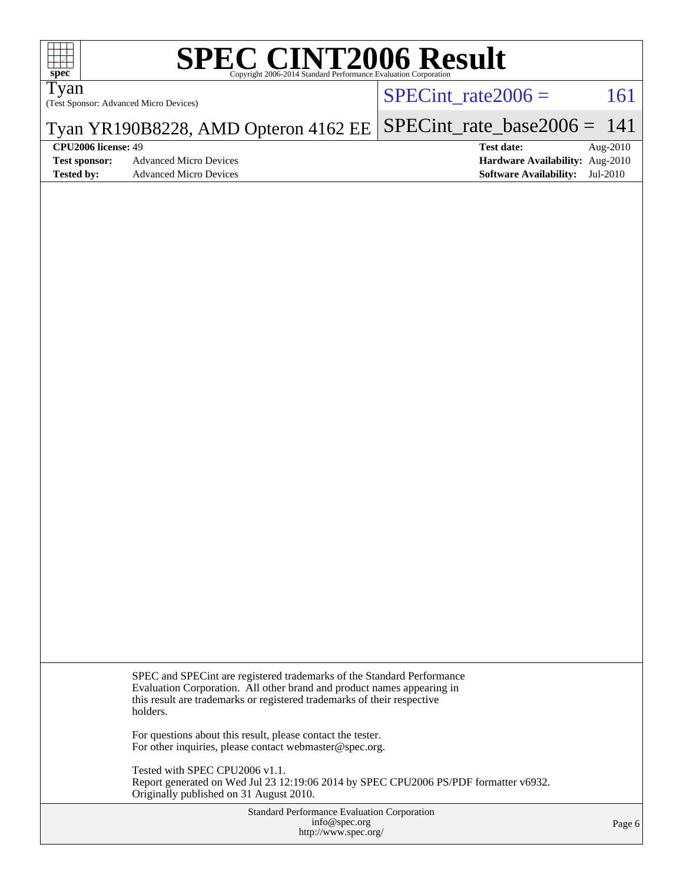SPEC and SPECint are registered trademarks of the Standard Performance Evaluation Corporation. All other brand and product names appearing in this result are trademarks or registered trademarks of their respective holders.

For questions about this result, please contact the tester.
For other inquiries, please contact webmaster@spec.org.

Tested with SPEC CPU2006 v1.1.
Report generated on Wed Jul 23 12:19:06 2014 by SPEC CPU2006 PS/PDF formatter v6932.
Originally published on 31 August 2010.